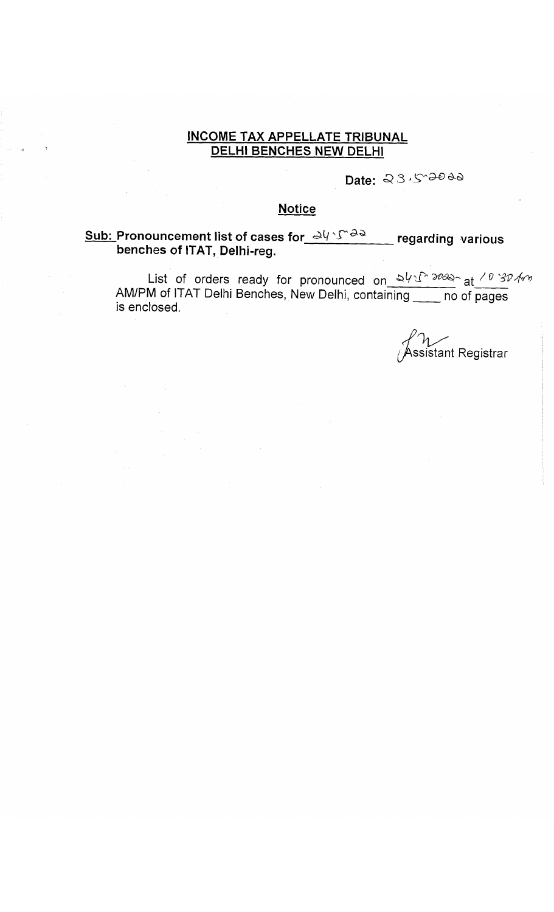## INCOME TAX APPELLATE TRIBUNAL
## DELHI BENCHES NEW DELHI

Date: 23.5.2022

### Notice

**Sub: Pronouncement list of cases for 24.5.22 regarding various benches of ITAT, Delhi-reg.**

List of orders ready for pronounced on 24.5.2022 at 10.30 Am AM/PM of ITAT Delhi Benches, New Delhi, containing \_\_\_\_ no of pages is enclosed.

Assistant Registrar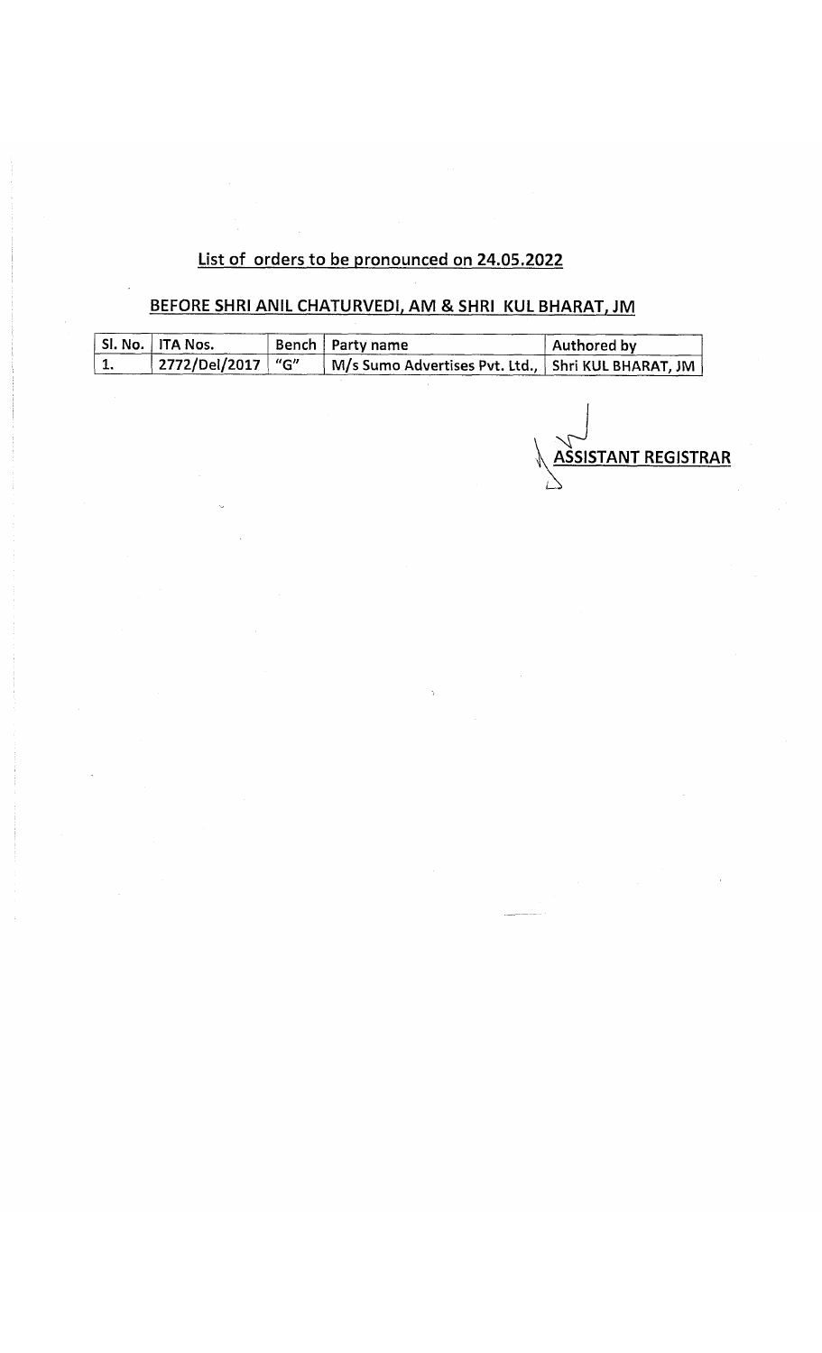## List of orders to be pronounced on 24.05.2022

## BEFORE SHRI ANIL CHATURVEDI, AM & SHRI KUL BHARAT, JM

| Sl. No. | ITA Nos. | Bench | Party name | Authored by |
|---|---|---|---|---|
| 1. | 2772/Del/2017 | "G" | M/s Sumo Advertises Pvt. Ltd., | Shri KUL BHARAT, JM |

ASSISTANT REGISTRAR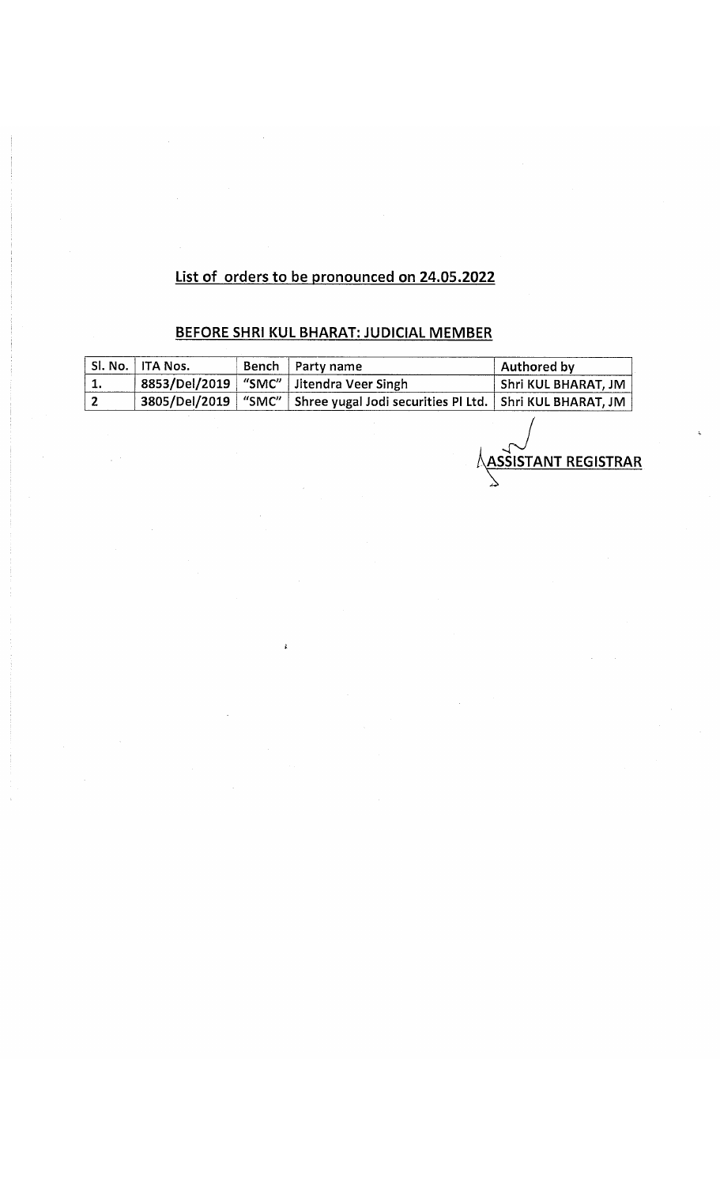## List of orders to be pronounced on 24.05.2022

## BEFORE SHRI KUL BHARAT: JUDICIAL MEMBER

| Sl. No. | ITA Nos. | Bench | Party name | Authored by |
|---|---|---|---|---|
| 1. | 8853/Del/2019 | "SMC" | Jitendra Veer Singh | Shri KUL BHARAT, JM |
| 2 | 3805/Del/2019 | "SMC" | Shree yugal Jodi securities Pl Ltd. | Shri KUL BHARAT, JM |

**ASSISTANT REGISTRAR**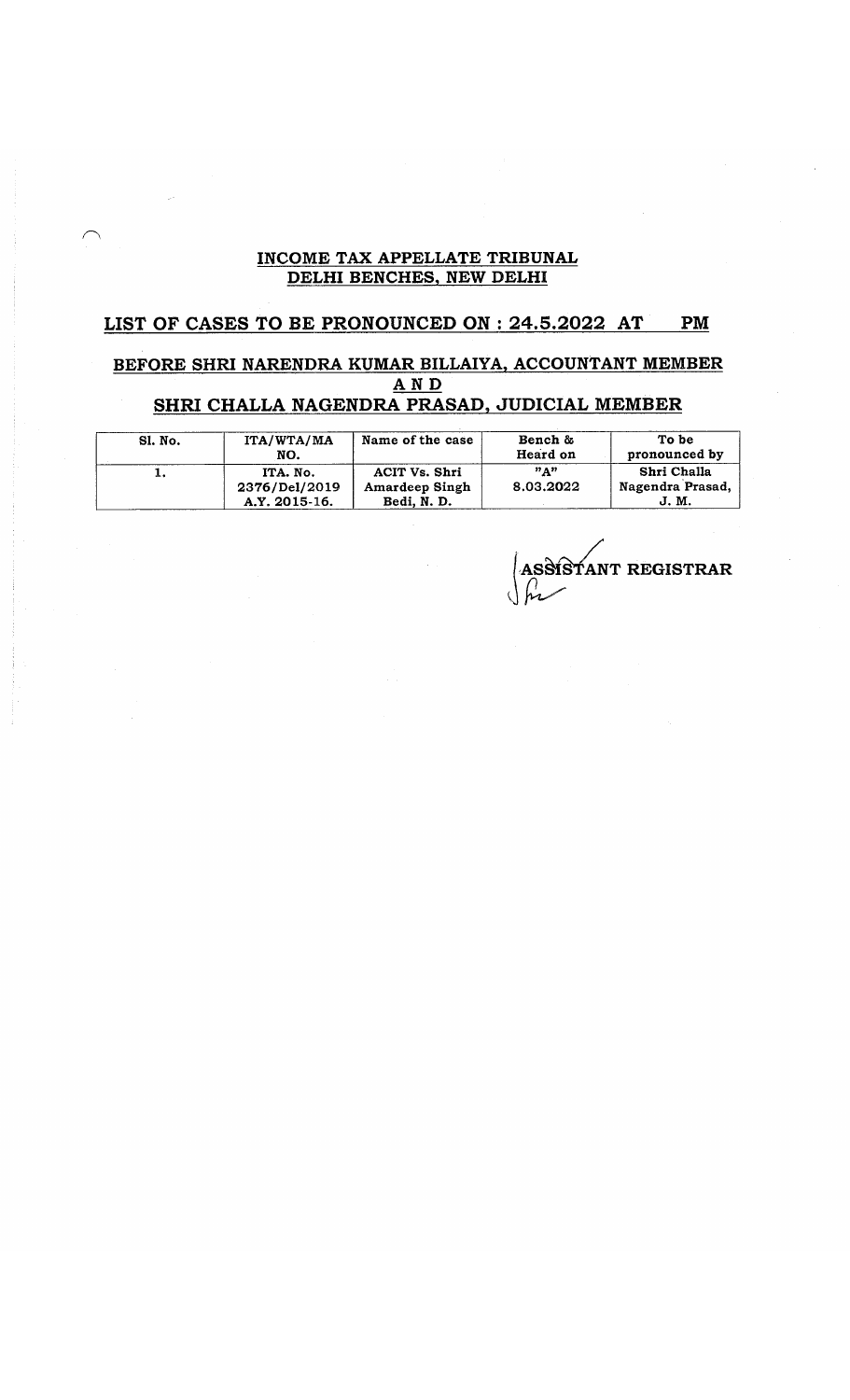# INCOME TAX APPELLATE TRIBUNAL
## DELHI BENCHES, NEW DELHI

## LIST OF CASES TO BE PRONOUNCED ON : 24.5.2022 AT PM

## BEFORE SHRI NARENDRA KUMAR BILLAIYA, ACCOUNTANT MEMBER
## A N D
## SHRI CHALLA NAGENDRA PRASAD, JUDICIAL MEMBER

| Sl. No. | ITA/WTA/MA NO. | Name of the case | Bench & Heard on | To be pronounced by |
|---|---|---|---|---|
| 1. | ITA. No. 2376/Del/2019 A.Y. 2015-16. | ACIT Vs. Shri Amardeep Singh Bedi, N. D. | "A" 8.03.2022 | Shri Challa Nagendra Prasad, J. M. |

ASSISTANT REGISTRAR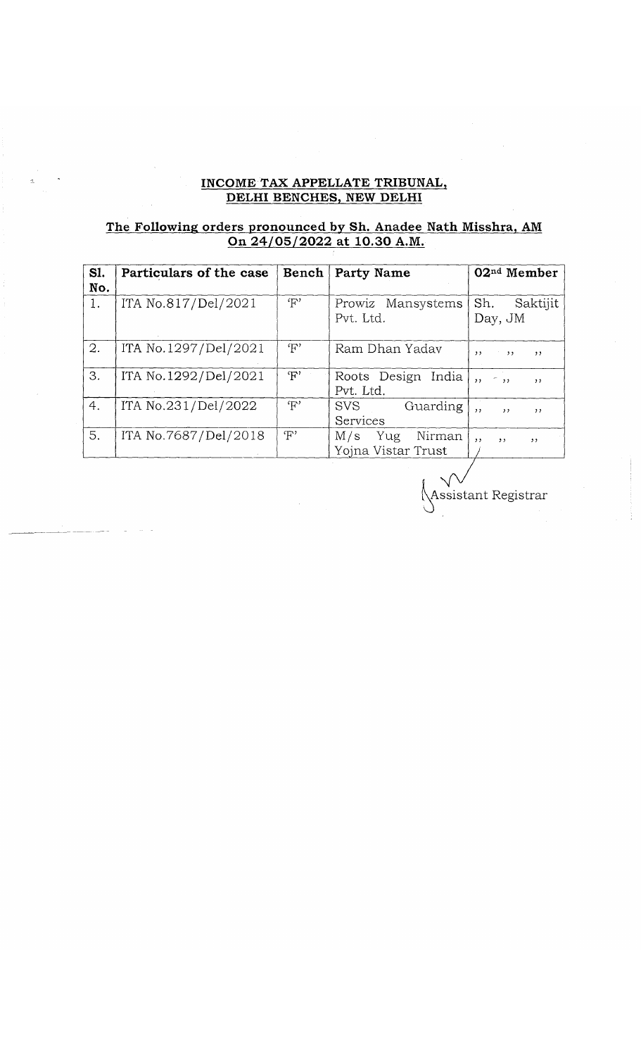**INCOME TAX APPELLATE TRIBUNAL, DELHI BENCHES, NEW DELHI**

**The Following orders pronounced by Sh. Anadee Nath Misshra, AM On 24/05/2022 at 10.30 A.M.**

| Sl. No. | Particulars of the case | Bench | Party Name | 02nd Member |
|---|---|---|---|---|
| 1. | ITA No.817/Del/2021 | 'F' | Prowiz Mansystems Pvt. Ltd. | Sh. Saktijit Day, JM |
| 2. | ITA No.1297/Del/2021 | 'F' | Ram Dhan Yadav | ,, ,, ,, |
| 3. | ITA No.1292/Del/2021 | 'F' | Roots Design India Pvt. Ltd. | ,, ,, ,, |
| 4. | ITA No.231/Del/2022 | 'F' | SVS Guarding Services | ,, ,, ,, |
| 5. | ITA No.7687/Del/2018 | 'F' | M/s Yug Nirman Yojna Vistar Trust | ,, ,, ,, |

Assistant Registrar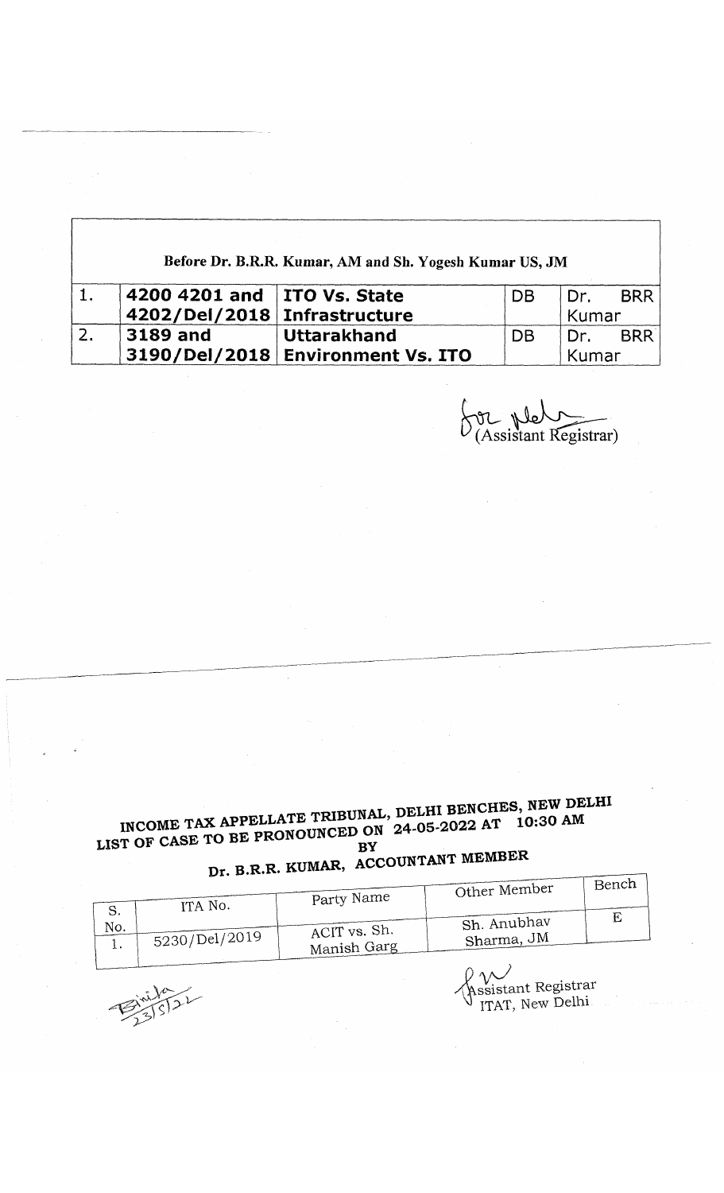**Before Dr. B.R.R. Kumar, AM and Sh. Yogesh Kumar US, JM**

| | | | | |
|---|---|---|---|---|
| 1. | **4200 4201 and 4202/Del/2018** | **ITO Vs. State Infrastructure** | DB | Dr. BRR Kumar |
| 2. | **3189 and 3190/Del/2018** | **Uttarakhand Environment Vs. ITO** | DB | Dr. BRR Kumar |

for [signature]
(Assistant Registrar)

**INCOME TAX APPELLATE TRIBUNAL, DELHI BENCHES, NEW DELHI**
**LIST OF CASE TO BE PRONOUNCED ON 24-05-2022 AT 10:30 AM**
**BY**
**Dr. B.R.R. KUMAR, ACCOUNTANT MEMBER**

| S. No. | ITA No. | Party Name | Other Member | Bench |
|---|---|---|---|---|
| 1. | 5230/Del/2019 | ACIT vs. Sh. Manish Garg | Sh. Anubhav Sharma, JM | E |

[signature] 23/5/22

[signature]
Assistant Registrar
ITAT, New Delhi